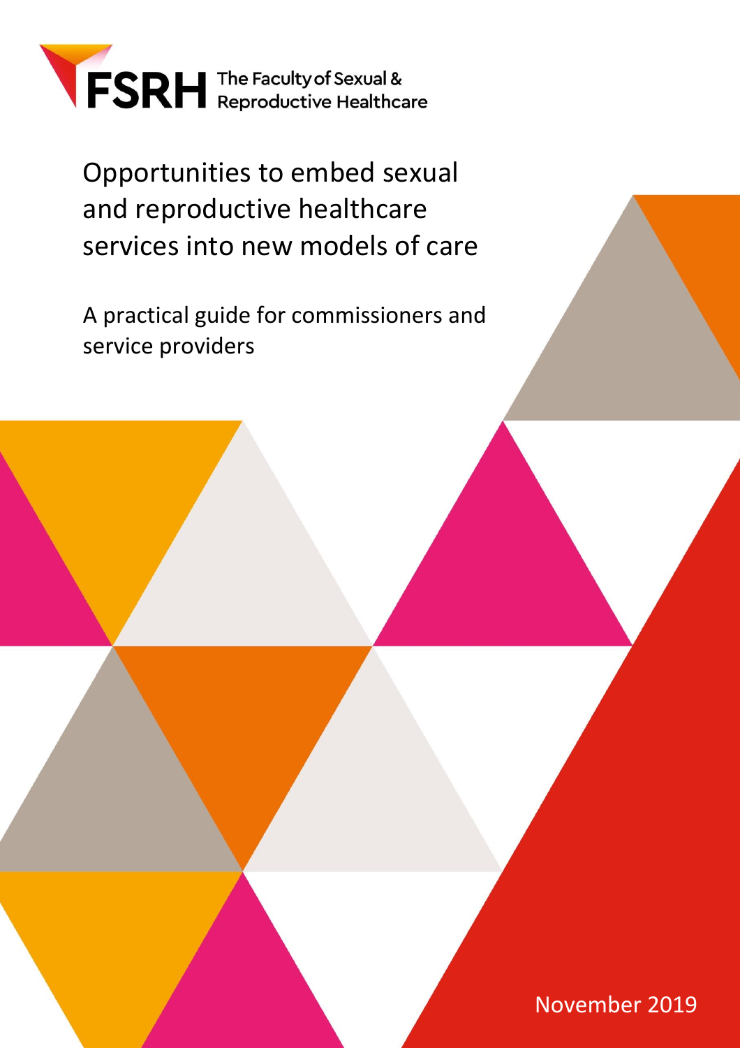FSRH The Faculty of Sexual & Reproductive Healthcare

# Opportunities to embed sexual and reproductive healthcare services into new models of care

## A practical guide for commissioners and service providers

November 2019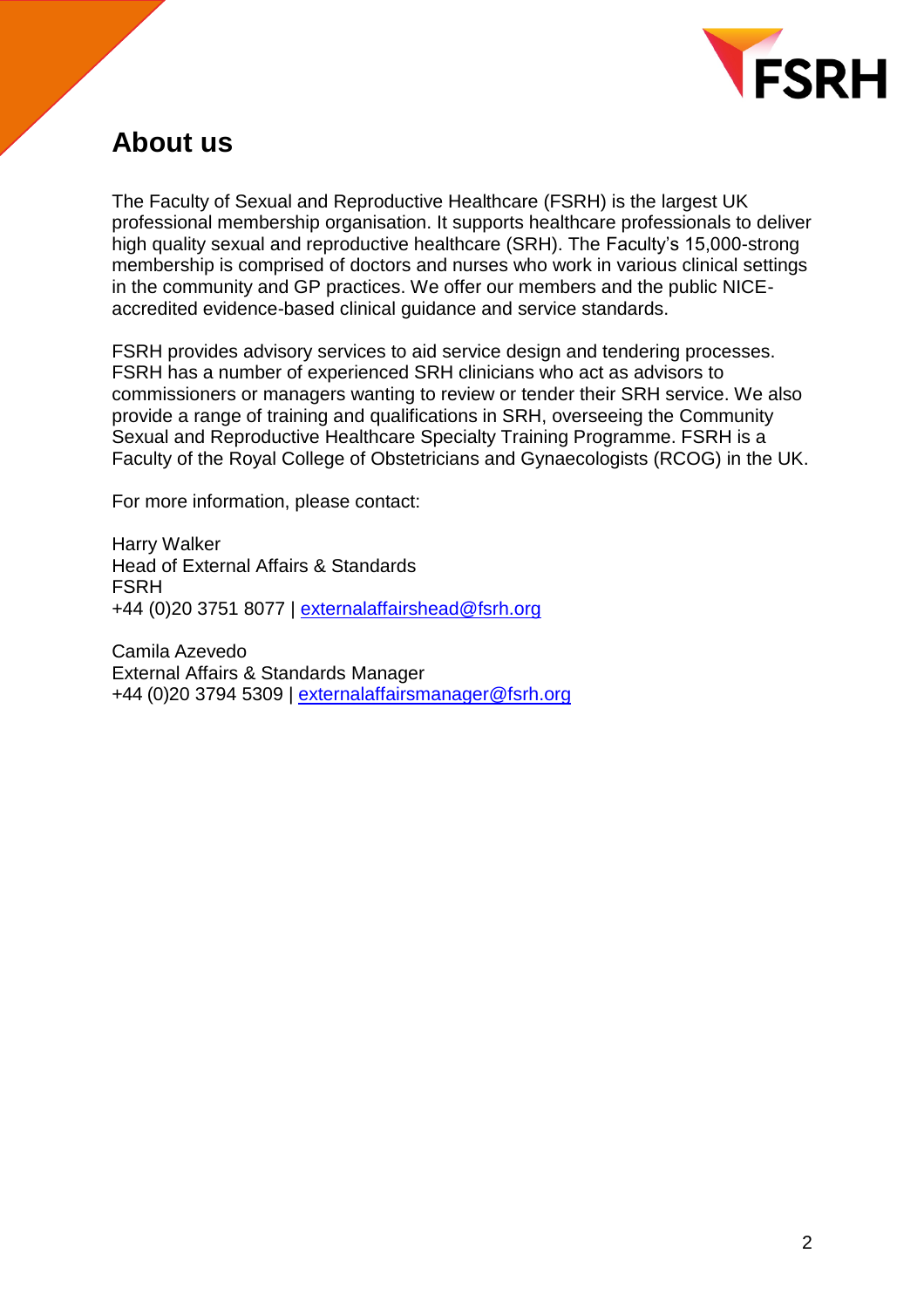# About us

The Faculty of Sexual and Reproductive Healthcare (FSRH) is the largest UK professional membership organisation. It supports healthcare professionals to deliver high quality sexual and reproductive healthcare (SRH). The Faculty's 15,000-strong membership is comprised of doctors and nurses who work in various clinical settings in the community and GP practices. We offer our members and the public NICE-accredited evidence-based clinical guidance and service standards.

FSRH provides advisory services to aid service design and tendering processes. FSRH has a number of experienced SRH clinicians who act as advisors to commissioners or managers wanting to review or tender their SRH service. We also provide a range of training and qualifications in SRH, overseeing the Community Sexual and Reproductive Healthcare Specialty Training Programme. FSRH is a Faculty of the Royal College of Obstetricians and Gynaecologists (RCOG) in the UK.

For more information, please contact:

Harry Walker
Head of External Affairs & Standards
FSRH
+44 (0)20 3751 8077 | externalaffairshead@fsrh.org

Camila Azevedo
External Affairs & Standards Manager
+44 (0)20 3794 5309 | externalaffairsmanager@fsrh.org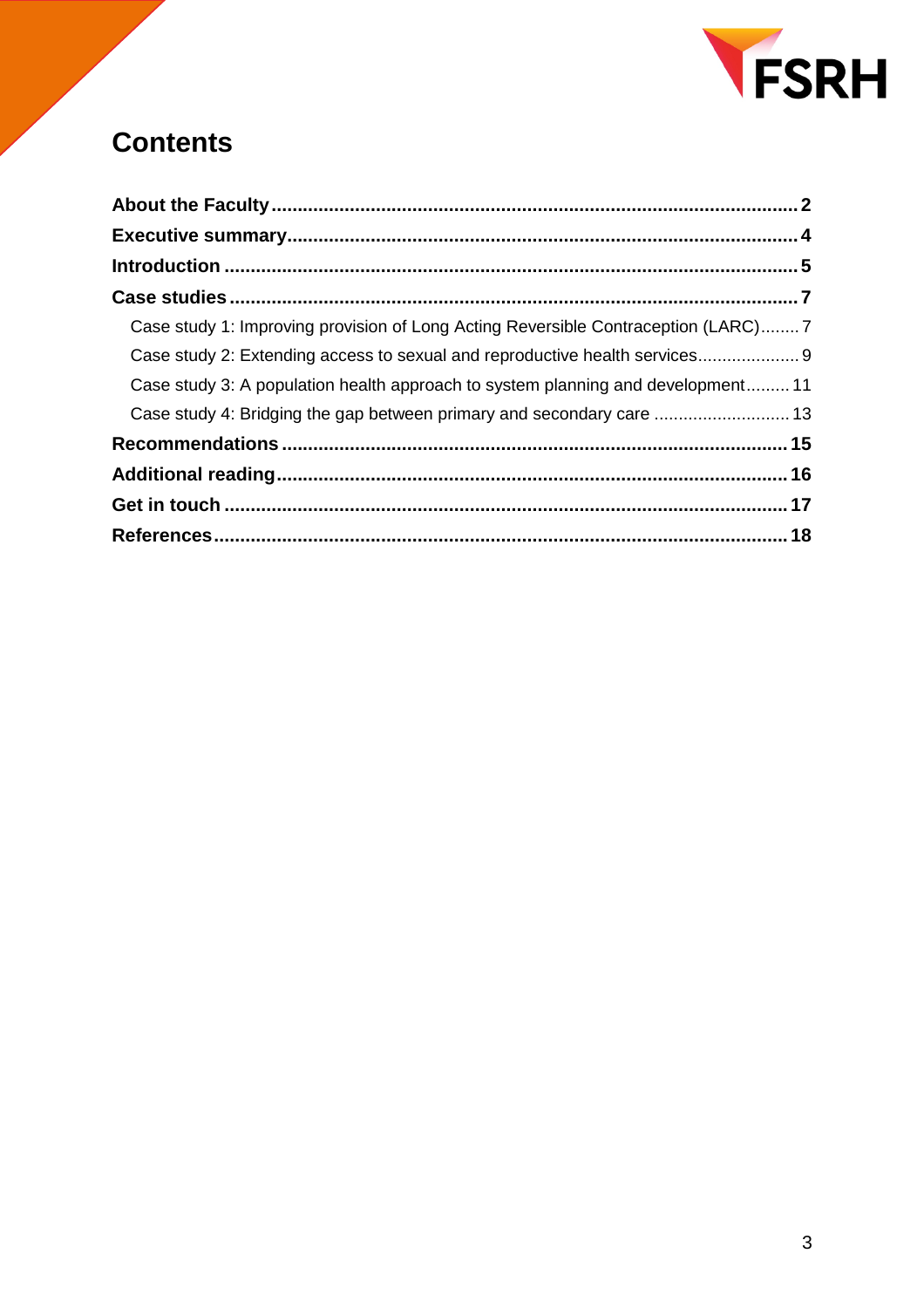# Contents

**About the Faculty** .......... **2**

**Executive summary** .......... **4**

**Introduction** .......... **5**

**Case studies** .......... **7**

- Case study 1: Improving provision of Long Acting Reversible Contraception (LARC) .......... 7
- Case study 2: Extending access to sexual and reproductive health services .......... 9
- Case study 3: A population health approach to system planning and development .......... 11
- Case study 4: Bridging the gap between primary and secondary care .......... 13

**Recommendations** .......... **15**

**Additional reading** .......... **16**

**Get in touch** .......... **17**

**References** .......... **18**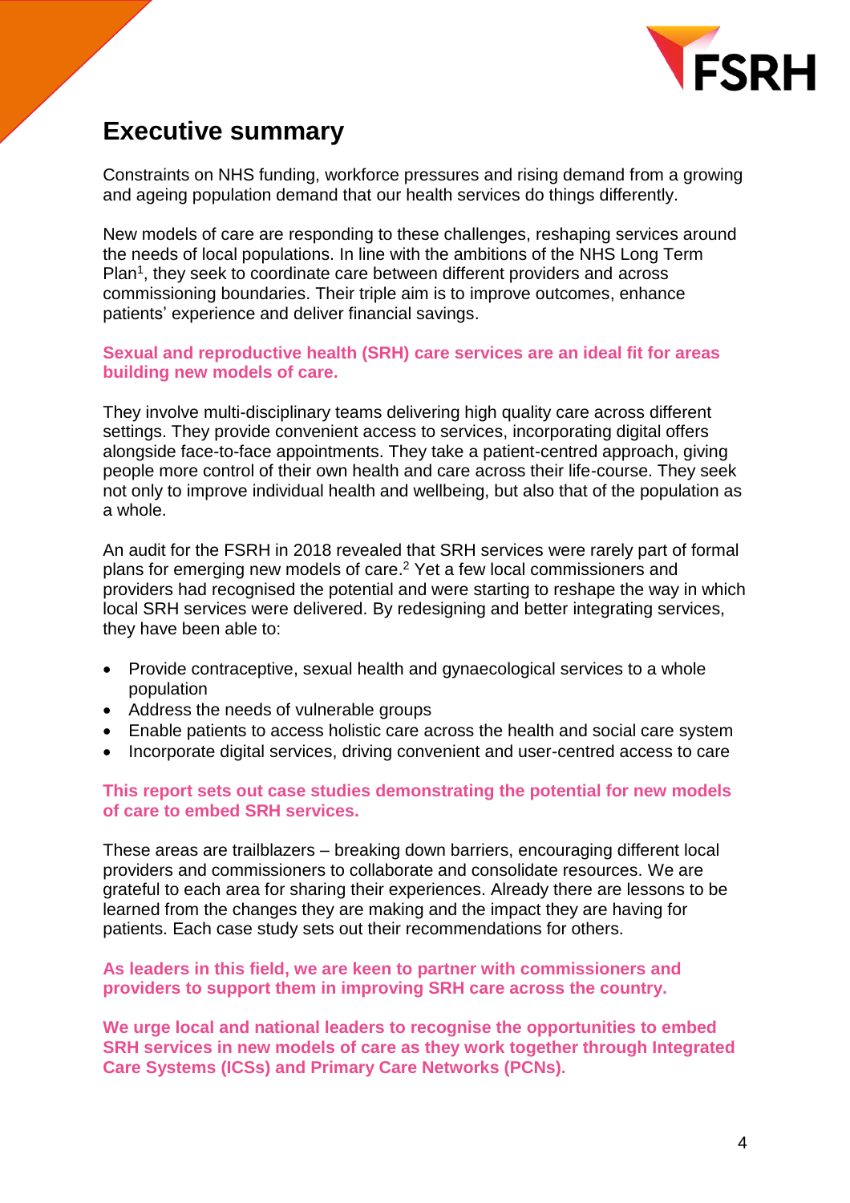# Executive summary

Constraints on NHS funding, workforce pressures and rising demand from a growing and ageing population demand that our health services do things differently.

New models of care are responding to these challenges, reshaping services around the needs of local populations. In line with the ambitions of the NHS Long Term Plan[1], they seek to coordinate care between different providers and across commissioning boundaries. Their triple aim is to improve outcomes, enhance patients' experience and deliver financial savings.

**Sexual and reproductive health (SRH) care services are an ideal fit for areas building new models of care.**

They involve multi-disciplinary teams delivering high quality care across different settings. They provide convenient access to services, incorporating digital offers alongside face-to-face appointments. They take a patient-centred approach, giving people more control of their own health and care across their life-course. They seek not only to improve individual health and wellbeing, but also that of the population as a whole.

An audit for the FSRH in 2018 revealed that SRH services were rarely part of formal plans for emerging new models of care.[2] Yet a few local commissioners and providers had recognised the potential and were starting to reshape the way in which local SRH services were delivered. By redesigning and better integrating services, they have been able to:

- Provide contraceptive, sexual health and gynaecological services to a whole population
- Address the needs of vulnerable groups
- Enable patients to access holistic care across the health and social care system
- Incorporate digital services, driving convenient and user-centred access to care

**This report sets out case studies demonstrating the potential for new models of care to embed SRH services.**

These areas are trailblazers – breaking down barriers, encouraging different local providers and commissioners to collaborate and consolidate resources. We are grateful to each area for sharing their experiences. Already there are lessons to be learned from the changes they are making and the impact they are having for patients. Each case study sets out their recommendations for others.

**As leaders in this field, we are keen to partner with commissioners and providers to support them in improving SRH care across the country.**

**We urge local and national leaders to recognise the opportunities to embed SRH services in new models of care as they work together through Integrated Care Systems (ICSs) and Primary Care Networks (PCNs).**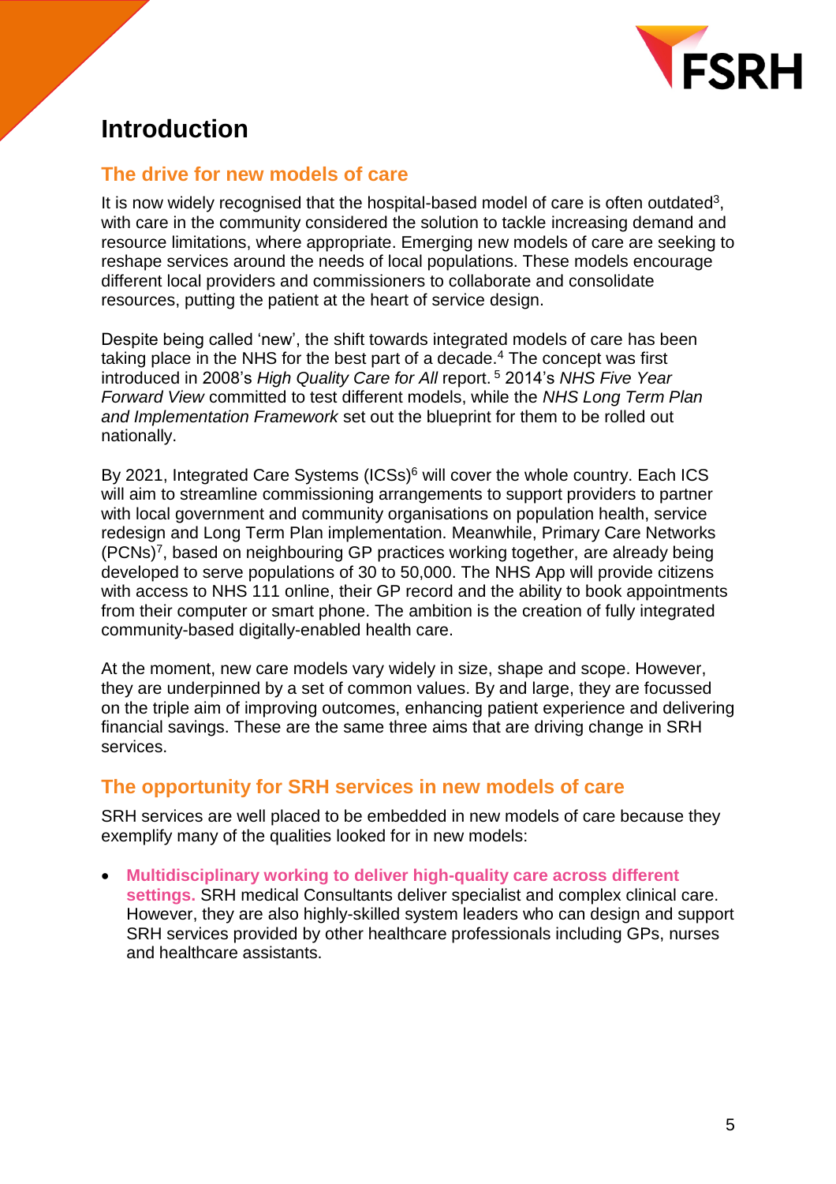# Introduction

## The drive for new models of care

It is now widely recognised that the hospital-based model of care is often outdated[3], with care in the community considered the solution to tackle increasing demand and resource limitations, where appropriate. Emerging new models of care are seeking to reshape services around the needs of local populations. These models encourage different local providers and commissioners to collaborate and consolidate resources, putting the patient at the heart of service design.

Despite being called 'new', the shift towards integrated models of care has been taking place in the NHS for the best part of a decade.[4] The concept was first introduced in 2008's *High Quality Care for All* report.[5] 2014's *NHS Five Year Forward View* committed to test different models, while the *NHS Long Term Plan and Implementation Framework* set out the blueprint for them to be rolled out nationally.

By 2021, Integrated Care Systems (ICSs)[6] will cover the whole country. Each ICS will aim to streamline commissioning arrangements to support providers to partner with local government and community organisations on population health, service redesign and Long Term Plan implementation. Meanwhile, Primary Care Networks (PCNs)[7], based on neighbouring GP practices working together, are already being developed to serve populations of 30 to 50,000. The NHS App will provide citizens with access to NHS 111 online, their GP record and the ability to book appointments from their computer or smart phone. The ambition is the creation of fully integrated community-based digitally-enabled health care.

At the moment, new care models vary widely in size, shape and scope. However, they are underpinned by a set of common values. By and large, they are focussed on the triple aim of improving outcomes, enhancing patient experience and delivering financial savings. These are the same three aims that are driving change in SRH services.

## The opportunity for SRH services in new models of care

SRH services are well placed to be embedded in new models of care because they exemplify many of the qualities looked for in new models:

- **Multidisciplinary working to deliver high-quality care across different settings.** SRH medical Consultants deliver specialist and complex clinical care. However, they are also highly-skilled system leaders who can design and support SRH services provided by other healthcare professionals including GPs, nurses and healthcare assistants.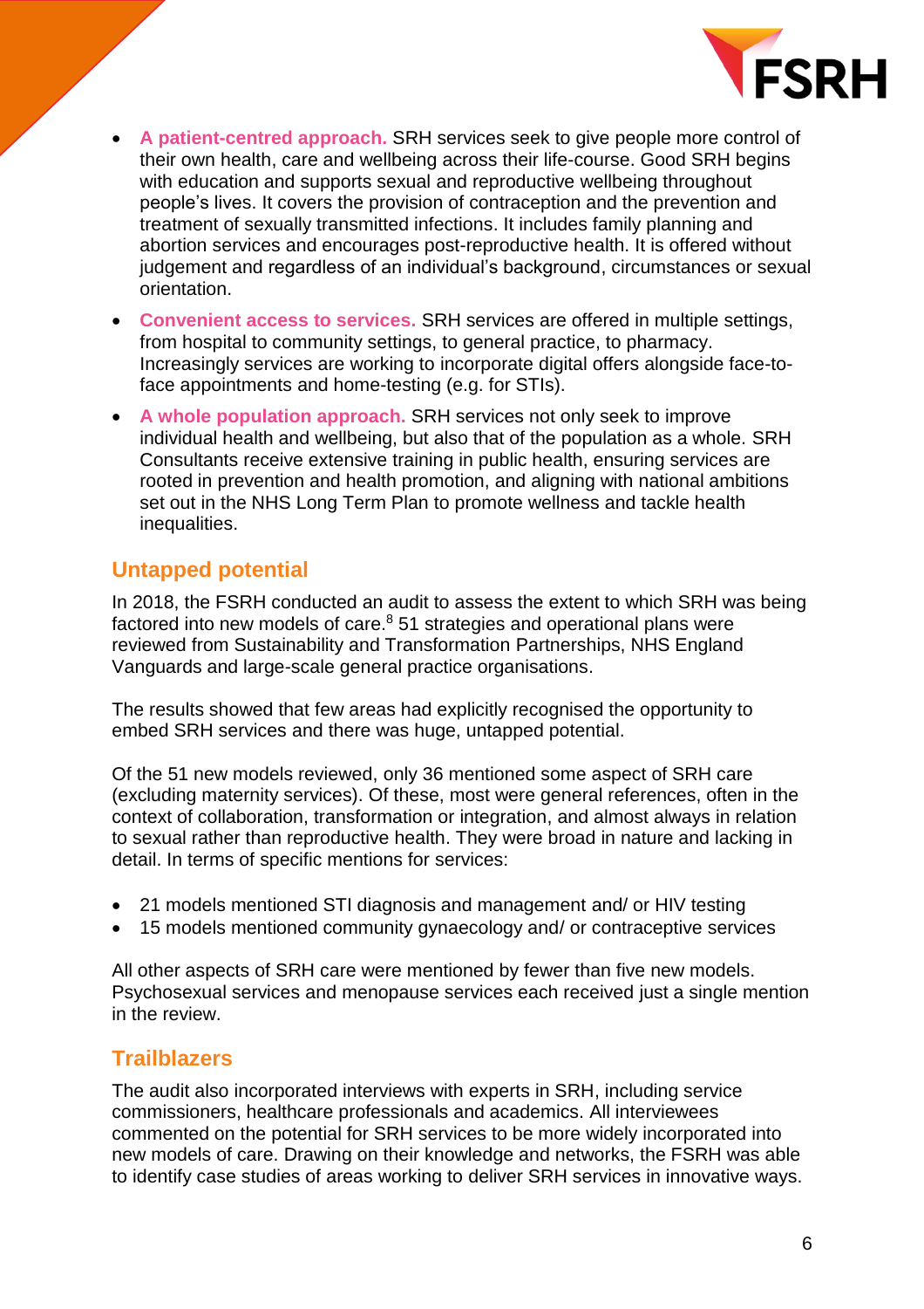- **A patient-centred approach.** SRH services seek to give people more control of their own health, care and wellbeing across their life-course. Good SRH begins with education and supports sexual and reproductive wellbeing throughout people's lives. It covers the provision of contraception and the prevention and treatment of sexually transmitted infections. It includes family planning and abortion services and encourages post-reproductive health. It is offered without judgement and regardless of an individual's background, circumstances or sexual orientation.
- **Convenient access to services.** SRH services are offered in multiple settings, from hospital to community settings, to general practice, to pharmacy. Increasingly services are working to incorporate digital offers alongside face-to-face appointments and home-testing (e.g. for STIs).
- **A whole population approach.** SRH services not only seek to improve individual health and wellbeing, but also that of the population as a whole. SRH Consultants receive extensive training in public health, ensuring services are rooted in prevention and health promotion, and aligning with national ambitions set out in the NHS Long Term Plan to promote wellness and tackle health inequalities.

## Untapped potential

In 2018, the FSRH conducted an audit to assess the extent to which SRH was being factored into new models of care.[8] 51 strategies and operational plans were reviewed from Sustainability and Transformation Partnerships, NHS England Vanguards and large-scale general practice organisations.

The results showed that few areas had explicitly recognised the opportunity to embed SRH services and there was huge, untapped potential.

Of the 51 new models reviewed, only 36 mentioned some aspect of SRH care (excluding maternity services). Of these, most were general references, often in the context of collaboration, transformation or integration, and almost always in relation to sexual rather than reproductive health. They were broad in nature and lacking in detail. In terms of specific mentions for services:

- 21 models mentioned STI diagnosis and management and/ or HIV testing
- 15 models mentioned community gynaecology and/ or contraceptive services

All other aspects of SRH care were mentioned by fewer than five new models. Psychosexual services and menopause services each received just a single mention in the review.

## Trailblazers

The audit also incorporated interviews with experts in SRH, including service commissioners, healthcare professionals and academics. All interviewees commented on the potential for SRH services to be more widely incorporated into new models of care. Drawing on their knowledge and networks, the FSRH was able to identify case studies of areas working to deliver SRH services in innovative ways.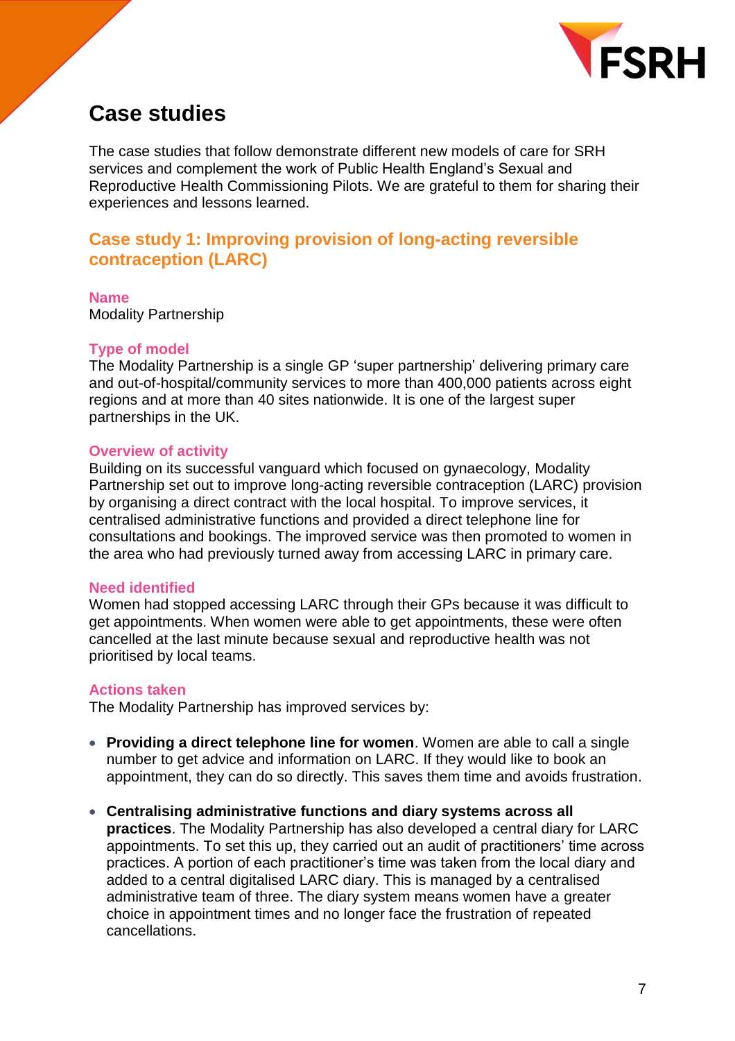# Case studies

The case studies that follow demonstrate different new models of care for SRH services and complement the work of Public Health England's Sexual and Reproductive Health Commissioning Pilots. We are grateful to them for sharing their experiences and lessons learned.

## Case study 1: Improving provision of long-acting reversible contraception (LARC)

### Name

Modality Partnership

### Type of model

The Modality Partnership is a single GP 'super partnership' delivering primary care and out-of-hospital/community services to more than 400,000 patients across eight regions and at more than 40 sites nationwide. It is one of the largest super partnerships in the UK.

### Overview of activity

Building on its successful vanguard which focused on gynaecology, Modality Partnership set out to improve long-acting reversible contraception (LARC) provision by organising a direct contract with the local hospital. To improve services, it centralised administrative functions and provided a direct telephone line for consultations and bookings. The improved service was then promoted to women in the area who had previously turned away from accessing LARC in primary care.

### Need identified

Women had stopped accessing LARC through their GPs because it was difficult to get appointments. When women were able to get appointments, these were often cancelled at the last minute because sexual and reproductive health was not prioritised by local teams.

### Actions taken

The Modality Partnership has improved services by:

- **Providing a direct telephone line for women**. Women are able to call a single number to get advice and information on LARC. If they would like to book an appointment, they can do so directly. This saves them time and avoids frustration.
- **Centralising administrative functions and diary systems across all practices**. The Modality Partnership has also developed a central diary for LARC appointments. To set this up, they carried out an audit of practitioners' time across practices. A portion of each practitioner's time was taken from the local diary and added to a central digitalised LARC diary. This is managed by a centralised administrative team of three. The diary system means women have a greater choice in appointment times and no longer face the frustration of repeated cancellations.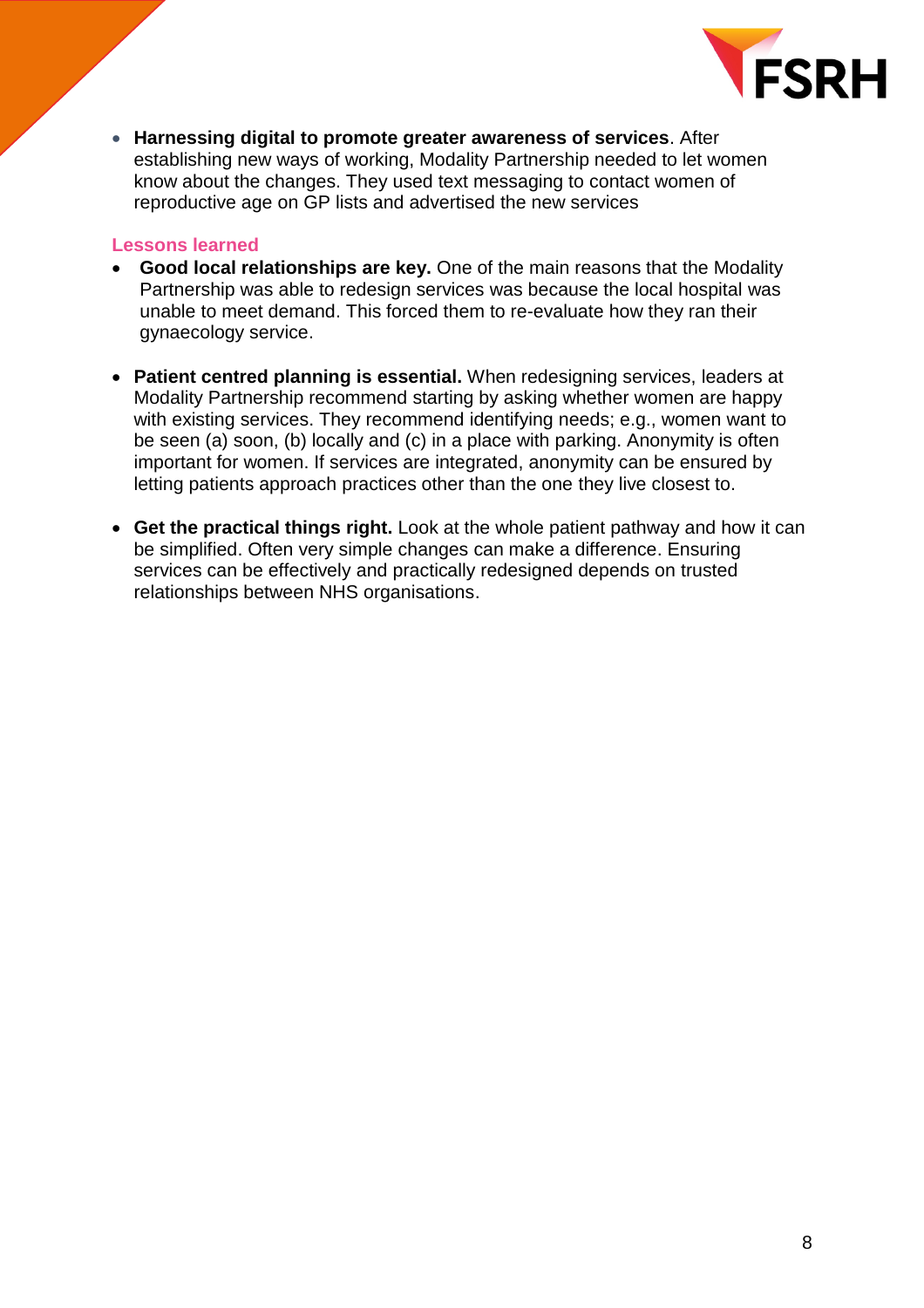- **Harnessing digital to promote greater awareness of services**. After establishing new ways of working, Modality Partnership needed to let women know about the changes. They used text messaging to contact women of reproductive age on GP lists and advertised the new services

### Lessons learned

- **Good local relationships are key.** One of the main reasons that the Modality Partnership was able to redesign services was because the local hospital was unable to meet demand. This forced them to re-evaluate how they ran their gynaecology service.

- **Patient centred planning is essential.** When redesigning services, leaders at Modality Partnership recommend starting by asking whether women are happy with existing services. They recommend identifying needs; e.g., women want to be seen (a) soon, (b) locally and (c) in a place with parking. Anonymity is often important for women. If services are integrated, anonymity can be ensured by letting patients approach practices other than the one they live closest to.

- **Get the practical things right.** Look at the whole patient pathway and how it can be simplified. Often very simple changes can make a difference. Ensuring services can be effectively and practically redesigned depends on trusted relationships between NHS organisations.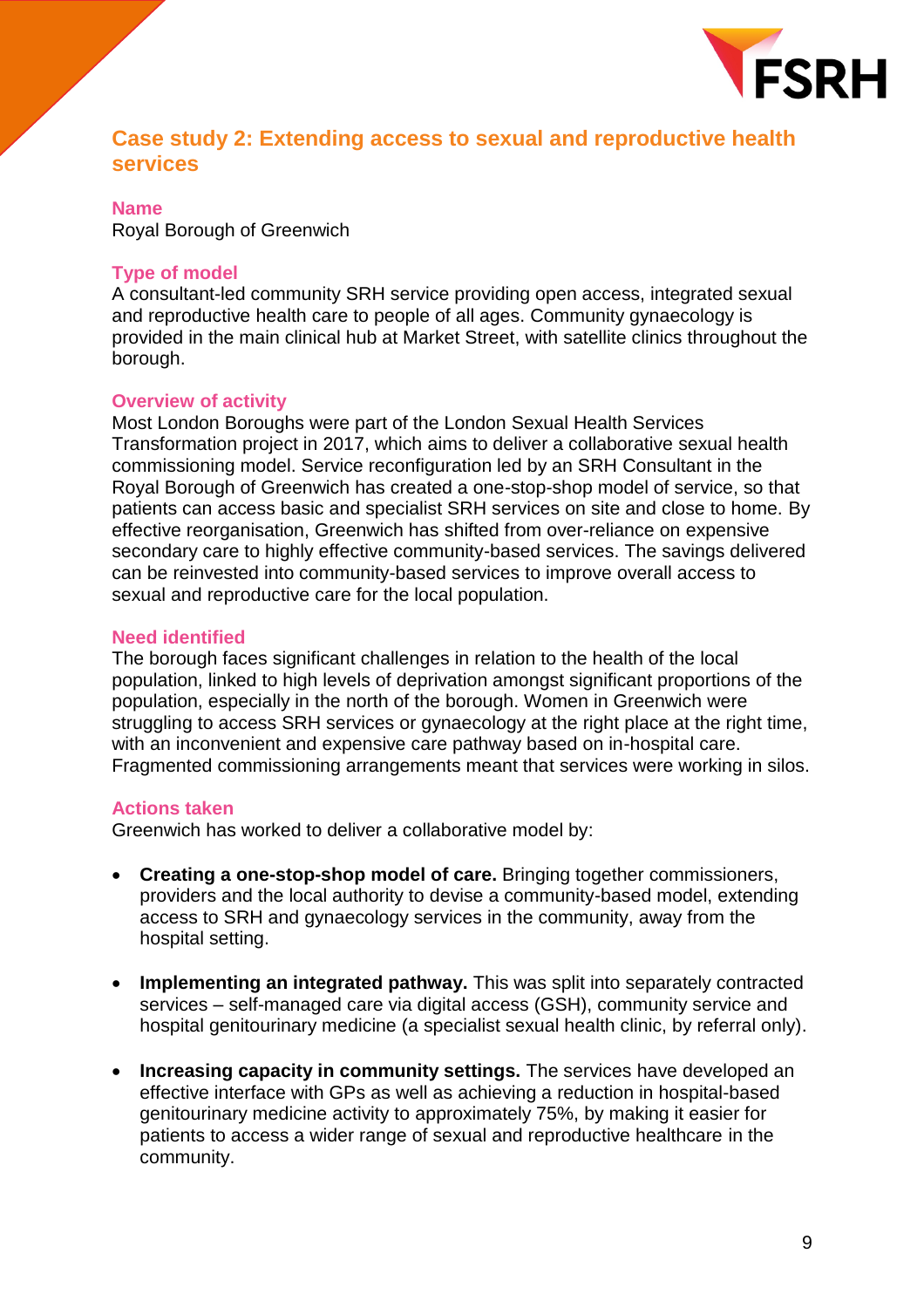## Case study 2: Extending access to sexual and reproductive health services

### Name

Royal Borough of Greenwich

### Type of model

A consultant-led community SRH service providing open access, integrated sexual and reproductive health care to people of all ages. Community gynaecology is provided in the main clinical hub at Market Street, with satellite clinics throughout the borough.

### Overview of activity

Most London Boroughs were part of the London Sexual Health Services Transformation project in 2017, which aims to deliver a collaborative sexual health commissioning model. Service reconfiguration led by an SRH Consultant in the Royal Borough of Greenwich has created a one-stop-shop model of service, so that patients can access basic and specialist SRH services on site and close to home. By effective reorganisation, Greenwich has shifted from over-reliance on expensive secondary care to highly effective community-based services. The savings delivered can be reinvested into community-based services to improve overall access to sexual and reproductive care for the local population.

### Need identified

The borough faces significant challenges in relation to the health of the local population, linked to high levels of deprivation amongst significant proportions of the population, especially in the north of the borough. Women in Greenwich were struggling to access SRH services or gynaecology at the right place at the right time, with an inconvenient and expensive care pathway based on in-hospital care. Fragmented commissioning arrangements meant that services were working in silos.

### Actions taken

Greenwich has worked to deliver a collaborative model by:

- **Creating a one-stop-shop model of care.** Bringing together commissioners, providers and the local authority to devise a community-based model, extending access to SRH and gynaecology services in the community, away from the hospital setting.

- **Implementing an integrated pathway.** This was split into separately contracted services – self-managed care via digital access (GSH), community service and hospital genitourinary medicine (a specialist sexual health clinic, by referral only).

- **Increasing capacity in community settings.** The services have developed an effective interface with GPs as well as achieving a reduction in hospital-based genitourinary medicine activity to approximately 75%, by making it easier for patients to access a wider range of sexual and reproductive healthcare in the community.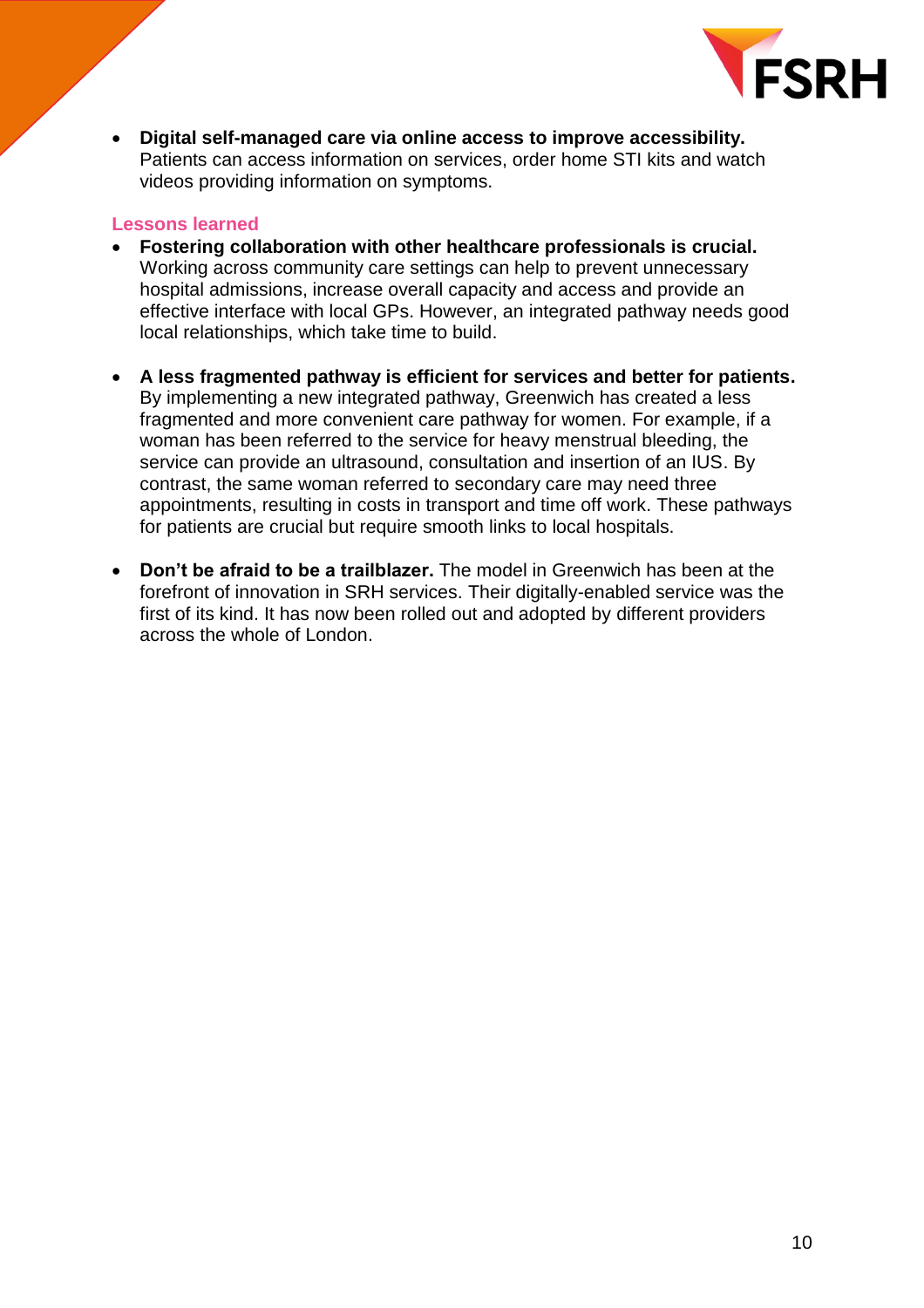- **Digital self-managed care via online access to improve accessibility.** Patients can access information on services, order home STI kits and watch videos providing information on symptoms.

### Lessons learned

- **Fostering collaboration with other healthcare professionals is crucial.** Working across community care settings can help to prevent unnecessary hospital admissions, increase overall capacity and access and provide an effective interface with local GPs. However, an integrated pathway needs good local relationships, which take time to build.

- **A less fragmented pathway is efficient for services and better for patients.** By implementing a new integrated pathway, Greenwich has created a less fragmented and more convenient care pathway for women. For example, if a woman has been referred to the service for heavy menstrual bleeding, the service can provide an ultrasound, consultation and insertion of an IUS. By contrast, the same woman referred to secondary care may need three appointments, resulting in costs in transport and time off work. These pathways for patients are crucial but require smooth links to local hospitals.

- **Don't be afraid to be a trailblazer.** The model in Greenwich has been at the forefront of innovation in SRH services. Their digitally-enabled service was the first of its kind. It has now been rolled out and adopted by different providers across the whole of London.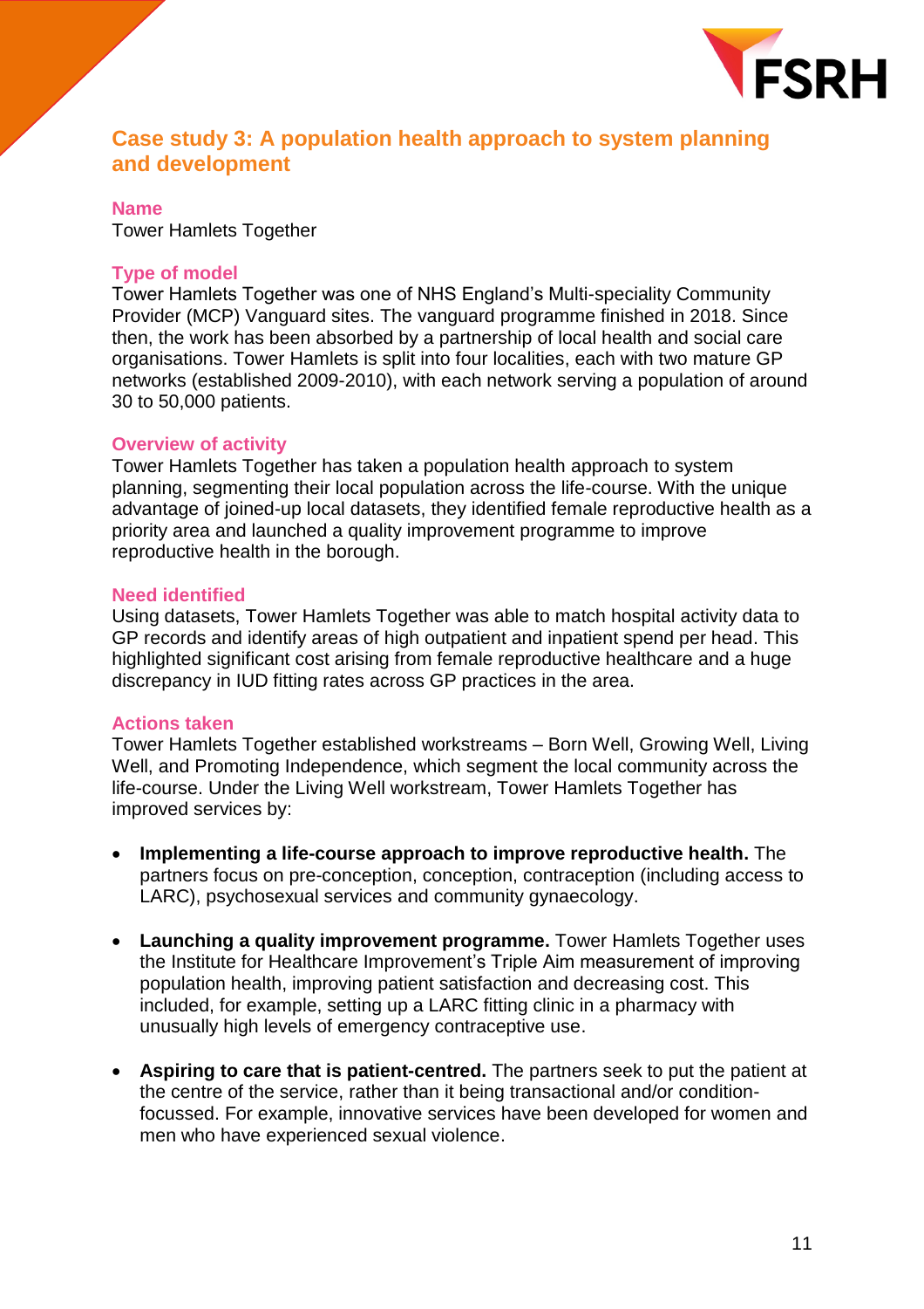## Case study 3: A population health approach to system planning and development

### Name

Tower Hamlets Together

### Type of model

Tower Hamlets Together was one of NHS England's Multi-speciality Community Provider (MCP) Vanguard sites. The vanguard programme finished in 2018. Since then, the work has been absorbed by a partnership of local health and social care organisations. Tower Hamlets is split into four localities, each with two mature GP networks (established 2009-2010), with each network serving a population of around 30 to 50,000 patients.

### Overview of activity

Tower Hamlets Together has taken a population health approach to system planning, segmenting their local population across the life-course. With the unique advantage of joined-up local datasets, they identified female reproductive health as a priority area and launched a quality improvement programme to improve reproductive health in the borough.

### Need identified

Using datasets, Tower Hamlets Together was able to match hospital activity data to GP records and identify areas of high outpatient and inpatient spend per head. This highlighted significant cost arising from female reproductive healthcare and a huge discrepancy in IUD fitting rates across GP practices in the area.

### Actions taken

Tower Hamlets Together established workstreams – Born Well, Growing Well, Living Well, and Promoting Independence, which segment the local community across the life-course. Under the Living Well workstream, Tower Hamlets Together has improved services by:

- **Implementing a life-course approach to improve reproductive health.** The partners focus on pre-conception, conception, contraception (including access to LARC), psychosexual services and community gynaecology.

- **Launching a quality improvement programme.** Tower Hamlets Together uses the Institute for Healthcare Improvement's Triple Aim measurement of improving population health, improving patient satisfaction and decreasing cost. This included, for example, setting up a LARC fitting clinic in a pharmacy with unusually high levels of emergency contraceptive use.

- **Aspiring to care that is patient-centred.** The partners seek to put the patient at the centre of the service, rather than it being transactional and/or condition-focussed. For example, innovative services have been developed for women and men who have experienced sexual violence.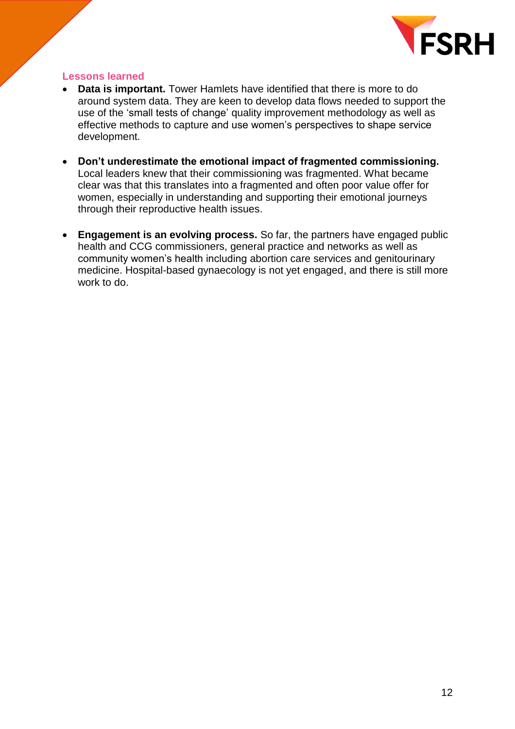### Lessons learned

- **Data is important.** Tower Hamlets have identified that there is more to do around system data. They are keen to develop data flows needed to support the use of the 'small tests of change' quality improvement methodology as well as effective methods to capture and use women's perspectives to shape service development.

- **Don't underestimate the emotional impact of fragmented commissioning.** Local leaders knew that their commissioning was fragmented. What became clear was that this translates into a fragmented and often poor value offer for women, especially in understanding and supporting their emotional journeys through their reproductive health issues.

- **Engagement is an evolving process.** So far, the partners have engaged public health and CCG commissioners, general practice and networks as well as community women's health including abortion care services and genitourinary medicine. Hospital-based gynaecology is not yet engaged, and there is still more work to do.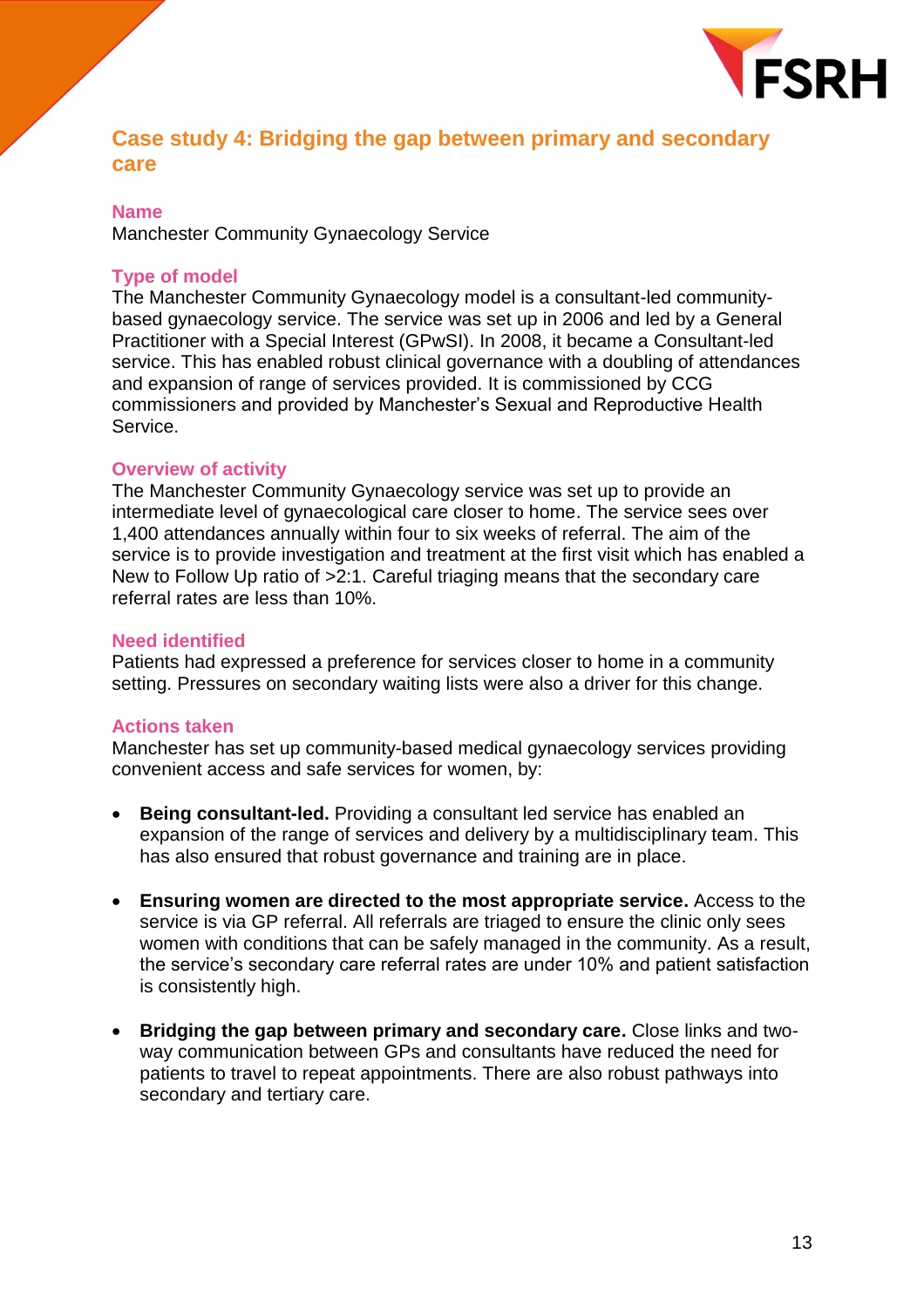## Case study 4: Bridging the gap between primary and secondary care

### Name

Manchester Community Gynaecology Service

### Type of model

The Manchester Community Gynaecology model is a consultant-led community-based gynaecology service. The service was set up in 2006 and led by a General Practitioner with a Special Interest (GPwSI). In 2008, it became a Consultant-led service. This has enabled robust clinical governance with a doubling of attendances and expansion of range of services provided. It is commissioned by CCG commissioners and provided by Manchester's Sexual and Reproductive Health Service.

### Overview of activity

The Manchester Community Gynaecology service was set up to provide an intermediate level of gynaecological care closer to home. The service sees over 1,400 attendances annually within four to six weeks of referral. The aim of the service is to provide investigation and treatment at the first visit which has enabled a New to Follow Up ratio of >2:1. Careful triaging means that the secondary care referral rates are less than 10%.

### Need identified

Patients had expressed a preference for services closer to home in a community setting. Pressures on secondary waiting lists were also a driver for this change.

### Actions taken

Manchester has set up community-based medical gynaecology services providing convenient access and safe services for women, by:

- **Being consultant-led.** Providing a consultant led service has enabled an expansion of the range of services and delivery by a multidisciplinary team. This has also ensured that robust governance and training are in place.

- **Ensuring women are directed to the most appropriate service.** Access to the service is via GP referral. All referrals are triaged to ensure the clinic only sees women with conditions that can be safely managed in the community. As a result, the service's secondary care referral rates are under 10% and patient satisfaction is consistently high.

- **Bridging the gap between primary and secondary care.** Close links and two-way communication between GPs and consultants have reduced the need for patients to travel to repeat appointments. There are also robust pathways into secondary and tertiary care.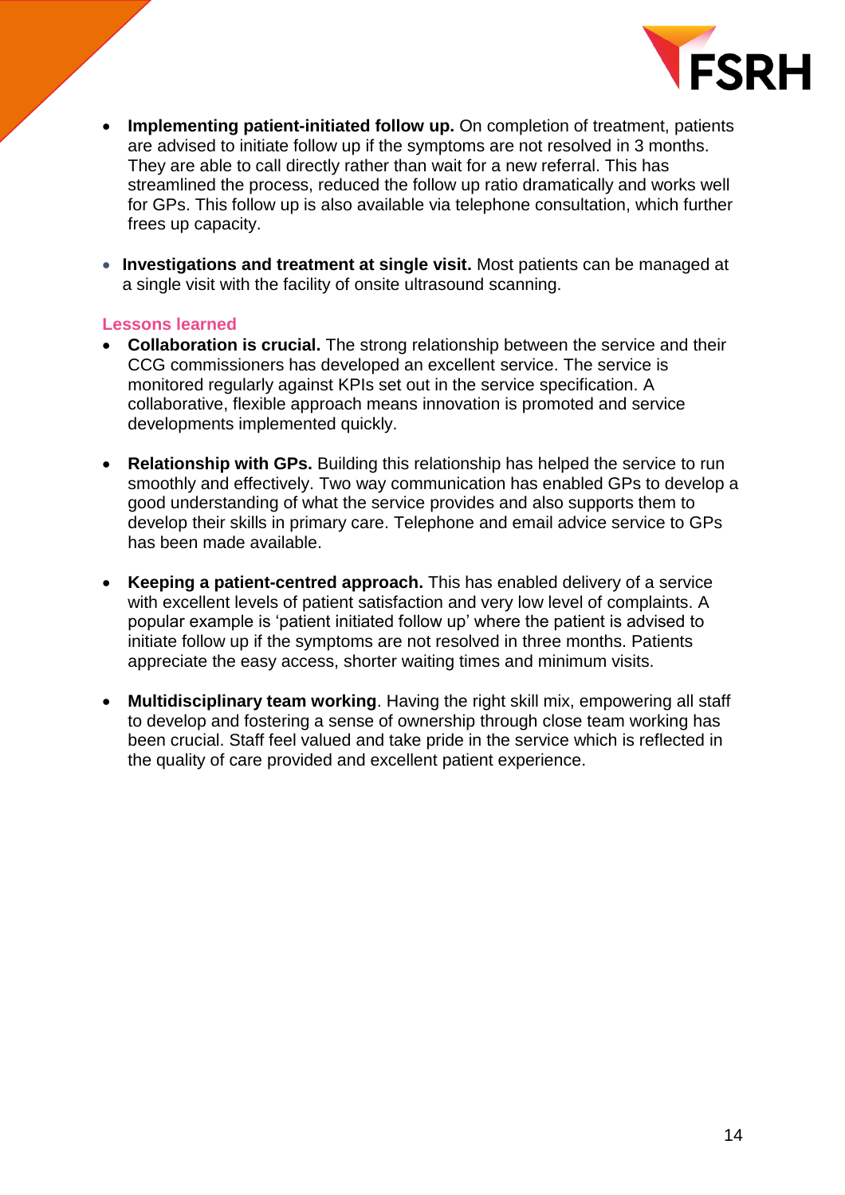- **Implementing patient-initiated follow up.** On completion of treatment, patients are advised to initiate follow up if the symptoms are not resolved in 3 months. They are able to call directly rather than wait for a new referral. This has streamlined the process, reduced the follow up ratio dramatically and works well for GPs. This follow up is also available via telephone consultation, which further frees up capacity.

- **Investigations and treatment at single visit.** Most patients can be managed at a single visit with the facility of onsite ultrasound scanning.

### Lessons learned

- **Collaboration is crucial.** The strong relationship between the service and their CCG commissioners has developed an excellent service. The service is monitored regularly against KPIs set out in the service specification. A collaborative, flexible approach means innovation is promoted and service developments implemented quickly.

- **Relationship with GPs.** Building this relationship has helped the service to run smoothly and effectively. Two way communication has enabled GPs to develop a good understanding of what the service provides and also supports them to develop their skills in primary care. Telephone and email advice service to GPs has been made available.

- **Keeping a patient-centred approach.** This has enabled delivery of a service with excellent levels of patient satisfaction and very low level of complaints. A popular example is 'patient initiated follow up' where the patient is advised to initiate follow up if the symptoms are not resolved in three months. Patients appreciate the easy access, shorter waiting times and minimum visits.

- **Multidisciplinary team working**. Having the right skill mix, empowering all staff to develop and fostering a sense of ownership through close team working has been crucial. Staff feel valued and take pride in the service which is reflected in the quality of care provided and excellent patient experience.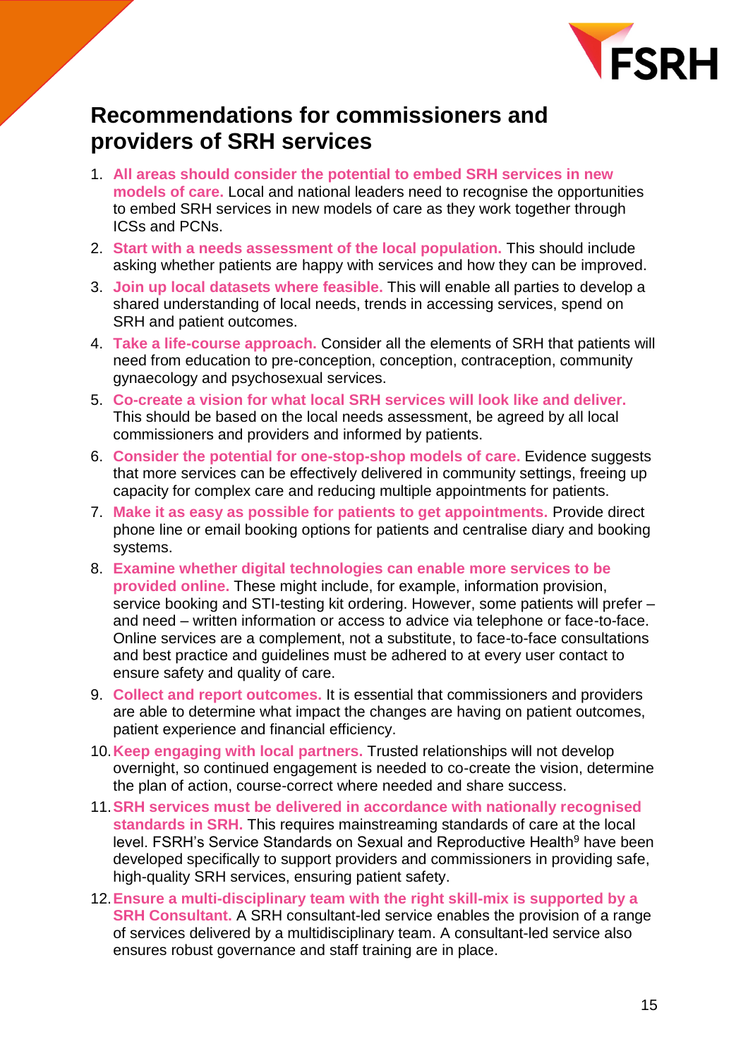## Recommendations for commissioners and providers of SRH services

1. **All areas should consider the potential to embed SRH services in new models of care.** Local and national leaders need to recognise the opportunities to embed SRH services in new models of care as they work together through ICSs and PCNs.
2. **Start with a needs assessment of the local population.** This should include asking whether patients are happy with services and how they can be improved.
3. **Join up local datasets where feasible.** This will enable all parties to develop a shared understanding of local needs, trends in accessing services, spend on SRH and patient outcomes.
4. **Take a life-course approach.** Consider all the elements of SRH that patients will need from education to pre-conception, conception, contraception, community gynaecology and psychosexual services.
5. **Co-create a vision for what local SRH services will look like and deliver.** This should be based on the local needs assessment, be agreed by all local commissioners and providers and informed by patients.
6. **Consider the potential for one-stop-shop models of care.** Evidence suggests that more services can be effectively delivered in community settings, freeing up capacity for complex care and reducing multiple appointments for patients.
7. **Make it as easy as possible for patients to get appointments.** Provide direct phone line or email booking options for patients and centralise diary and booking systems.
8. **Examine whether digital technologies can enable more services to be provided online.** These might include, for example, information provision, service booking and STI-testing kit ordering. However, some patients will prefer – and need – written information or access to advice via telephone or face-to-face. Online services are a complement, not a substitute, to face-to-face consultations and best practice and guidelines must be adhered to at every user contact to ensure safety and quality of care.
9. **Collect and report outcomes.** It is essential that commissioners and providers are able to determine what impact the changes are having on patient outcomes, patient experience and financial efficiency.
10. **Keep engaging with local partners.** Trusted relationships will not develop overnight, so continued engagement is needed to co-create the vision, determine the plan of action, course-correct where needed and share success.
11. **SRH services must be delivered in accordance with nationally recognised standards in SRH.** This requires mainstreaming standards of care at the local level. FSRH's Service Standards on Sexual and Reproductive Health[9] have been developed specifically to support providers and commissioners in providing safe, high-quality SRH services, ensuring patient safety.
12. **Ensure a multi-disciplinary team with the right skill-mix is supported by a SRH Consultant.** A SRH consultant-led service enables the provision of a range of services delivered by a multidisciplinary team. A consultant-led service also ensures robust governance and staff training are in place.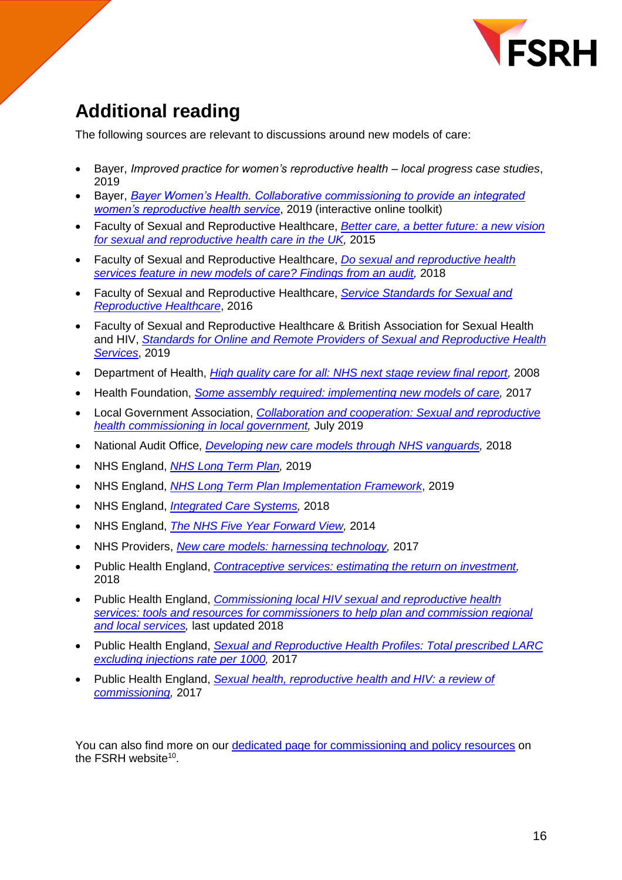## Additional reading

The following sources are relevant to discussions around new models of care:

- Bayer, *Improved practice for women's reproductive health – local progress case studies*, 2019
- Bayer, *Bayer Women's Health. Collaborative commissioning to provide an integrated women's reproductive health service*, 2019 (interactive online toolkit)
- Faculty of Sexual and Reproductive Healthcare, *Better care, a better future: a new vision for sexual and reproductive health care in the UK*, 2015
- Faculty of Sexual and Reproductive Healthcare, *Do sexual and reproductive health services feature in new models of care? Findings from an audit*, 2018
- Faculty of Sexual and Reproductive Healthcare, *Service Standards for Sexual and Reproductive Healthcare*, 2016
- Faculty of Sexual and Reproductive Healthcare & British Association for Sexual Health and HIV, *Standards for Online and Remote Providers of Sexual and Reproductive Health Services*, 2019
- Department of Health, *High quality care for all: NHS next stage review final report*, 2008
- Health Foundation, *Some assembly required: implementing new models of care*, 2017
- Local Government Association, *Collaboration and cooperation: Sexual and reproductive health commissioning in local government*, July 2019
- National Audit Office, *Developing new care models through NHS vanguards*, 2018
- NHS England, *NHS Long Term Plan*, 2019
- NHS England, *NHS Long Term Plan Implementation Framework*, 2019
- NHS England, *Integrated Care Systems*, 2018
- NHS England, *The NHS Five Year Forward View*, 2014
- NHS Providers, *New care models: harnessing technology*, 2017
- Public Health England, *Contraceptive services: estimating the return on investment*, 2018
- Public Health England, *Commissioning local HIV sexual and reproductive health services: tools and resources for commissioners to help plan and commission regional and local services*, last updated 2018
- Public Health England, *Sexual and Reproductive Health Profiles: Total prescribed LARC excluding injections rate per 1000*, 2017
- Public Health England, *Sexual health, reproductive health and HIV: a review of commissioning*, 2017

You can also find more on our dedicated page for commissioning and policy resources on the FSRH website[10].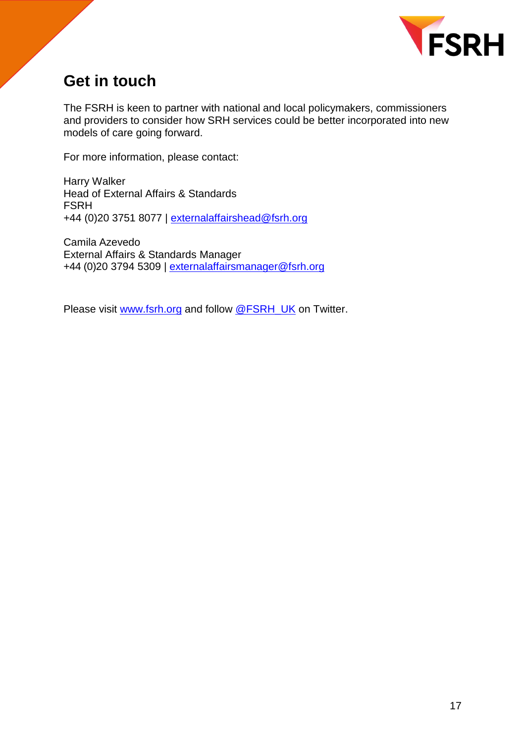## Get in touch

The FSRH is keen to partner with national and local policymakers, commissioners and providers to consider how SRH services could be better incorporated into new models of care going forward.

For more information, please contact:

Harry Walker
Head of External Affairs & Standards
FSRH
+44 (0)20 3751 8077 | externalaffairshead@fsrh.org

Camila Azevedo
External Affairs & Standards Manager
+44 (0)20 3794 5309 | externalaffairsmanager@fsrh.org

Please visit www.fsrh.org and follow @FSRH_UK on Twitter.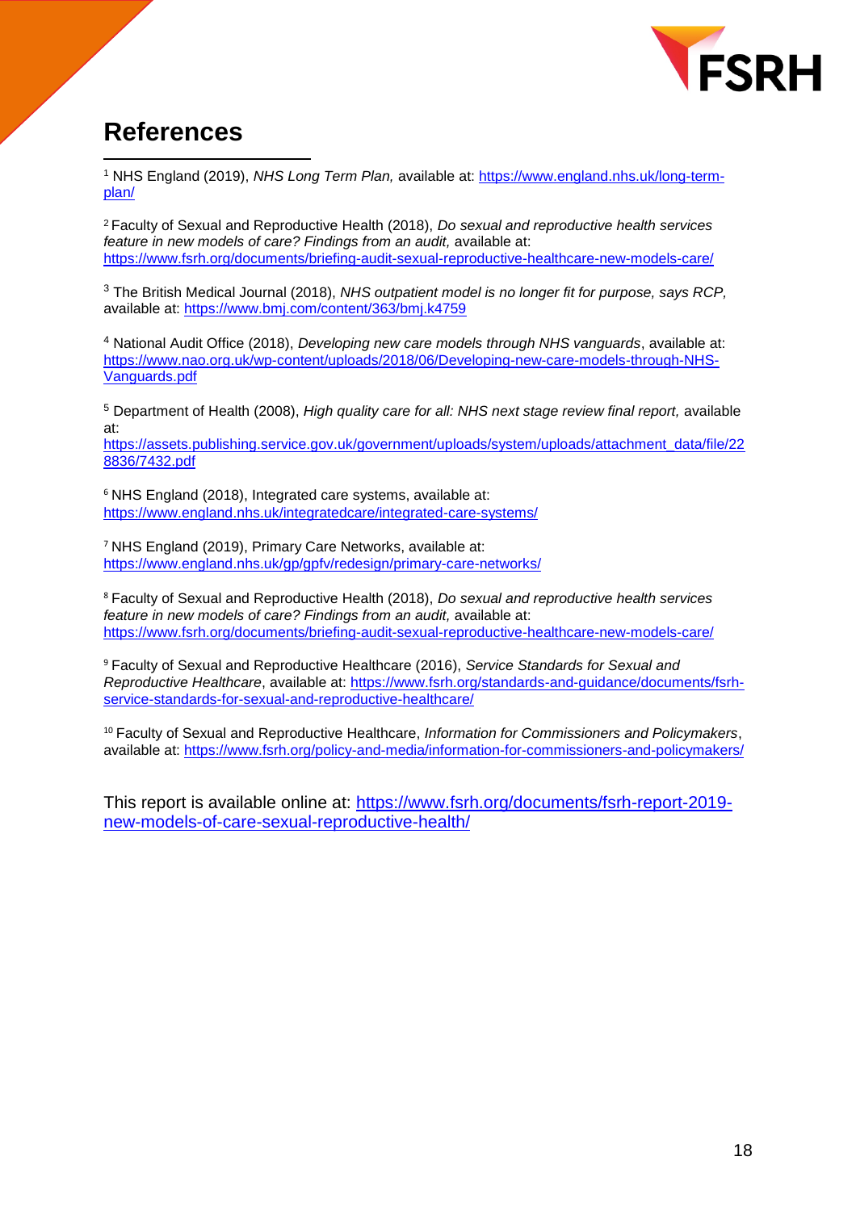# References

[1] NHS England (2019), *NHS Long Term Plan,* available at: https://www.england.nhs.uk/long-term-plan/

[2] Faculty of Sexual and Reproductive Health (2018), *Do sexual and reproductive health services feature in new models of care? Findings from an audit,* available at: https://www.fsrh.org/documents/briefing-audit-sexual-reproductive-healthcare-new-models-care/

[3] The British Medical Journal (2018), *NHS outpatient model is no longer fit for purpose, says RCP,* available at: https://www.bmj.com/content/363/bmj.k4759

[4] National Audit Office (2018), *Developing new care models through NHS vanguards*, available at: https://www.nao.org.uk/wp-content/uploads/2018/06/Developing-new-care-models-through-NHS-Vanguards.pdf

[5] Department of Health (2008), *High quality care for all: NHS next stage review final report,* available at: https://assets.publishing.service.gov.uk/government/uploads/system/uploads/attachment_data/file/228836/7432.pdf

[6] NHS England (2018), Integrated care systems, available at: https://www.england.nhs.uk/integratedcare/integrated-care-systems/

[7] NHS England (2019), Primary Care Networks, available at: https://www.england.nhs.uk/gp/gpfv/redesign/primary-care-networks/

[8] Faculty of Sexual and Reproductive Health (2018), *Do sexual and reproductive health services feature in new models of care? Findings from an audit,* available at: https://www.fsrh.org/documents/briefing-audit-sexual-reproductive-healthcare-new-models-care/

[9] Faculty of Sexual and Reproductive Healthcare (2016), *Service Standards for Sexual and Reproductive Healthcare*, available at: https://www.fsrh.org/standards-and-guidance/documents/fsrh-service-standards-for-sexual-and-reproductive-healthcare/

[10] Faculty of Sexual and Reproductive Healthcare, *Information for Commissioners and Policymakers*, available at: https://www.fsrh.org/policy-and-media/information-for-commissioners-and-policymakers/

This report is available online at: https://www.fsrh.org/documents/fsrh-report-2019-new-models-of-care-sexual-reproductive-health/